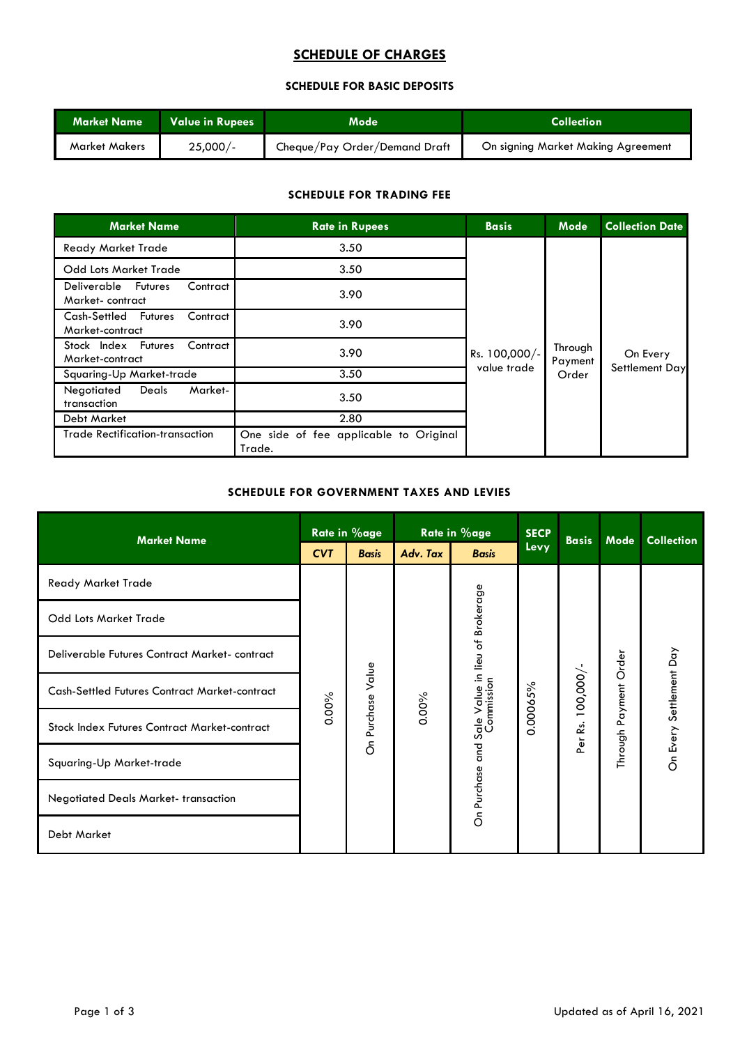# SCHEDULE OF CHARGES

## SCHEDULE FOR BASIC DEPOSITS

| Market Name | Value in Rupees | Mode | Collection |
|---|---|---|---|
| Market Makers | 25,000/- | Cheque/Pay Order/Demand Draft | On signing Market Making Agreement |

## SCHEDULE FOR TRADING FEE

| Market Name | Rate in Rupees | Basis | Mode | Collection Date |
|---|---|---|---|---|
| Ready Market Trade | 3.50 | Rs. 100,000/- value trade | Through Payment Order | On Every Settlement Day |
| Odd Lots Market Trade | 3.50 | | | |
| Deliverable Futures Contract Market- contract | 3.90 | | | |
| Cash-Settled Futures Contract Market-contract | 3.90 | | | |
| Stock Index Futures Contract Market-contract | 3.90 | | | |
| Squaring-Up Market-trade | 3.50 | | | |
| Negotiated Deals Market- transaction | 3.50 | | | |
| Debt Market | 2.80 | | | |
| Trade Rectification-transaction | One side of fee applicable to Original Trade. | | | |

## SCHEDULE FOR GOVERNMENT TAXES AND LEVIES

| Market Name | Rate in %age | | Rate in %age | | SECP Levy | Basis | Mode | Collection |
|---|---|---|---|---|---|---|---|---|
| | ***CVT*** | ***Basis*** | ***Adv. Tax*** | ***Basis*** | | | | |
| Ready Market Trade | 0.00% | On Purchase Value | 0.00% | On Purchase and Sale Value in lieu of Brokerage Commission | 0.00065% | Per Rs. 100,000/- | Through Payment Order | On Every Settlement Day |
| Odd Lots Market Trade | | | | | | | | |
| Deliverable Futures Contract Market- contract | | | | | | | | |
| Cash-Settled Futures Contract Market-contract | | | | | | | | |
| Stock Index Futures Contract Market-contract | | | | | | | | |
| Squaring-Up Market-trade | | | | | | | | |
| Negotiated Deals Market- transaction | | | | | | | | |
| Debt Market | | | | | | | | |

Updated as of April 16, 2021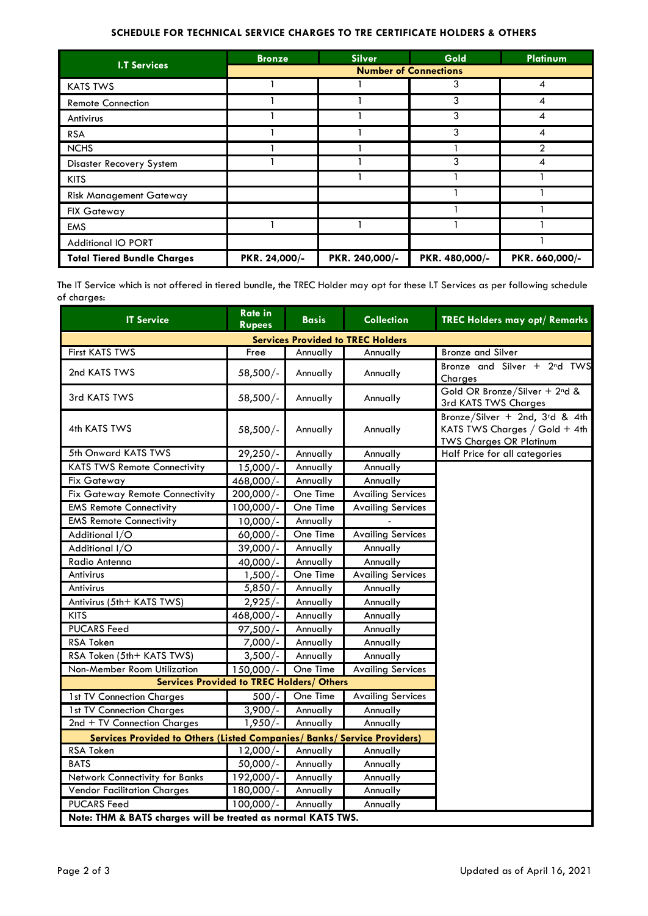**SCHEDULE FOR TECHNICAL SERVICE CHARGES TO TRE CERTIFICATE HOLDERS & OTHERS**

| I.T Services | Bronze | Silver | Gold | Platinum |
|---|---|---|---|---|
| | Number of Connections | | | |
| KATS TWS | 1 | 1 | 3 | 4 |
| Remote Connection | 1 | 1 | 3 | 4 |
| Antivirus | 1 | 1 | 3 | 4 |
| RSA | 1 | 1 | 3 | 4 |
| NCHS | 1 | 1 | 1 | 2 |
| Disaster Recovery System | 1 | 1 | 3 | 4 |
| KITS | | 1 | 1 | 1 |
| Risk Management Gateway | | | 1 | 1 |
| FIX Gateway | | | 1 | 1 |
| EMS | 1 | 1 | 1 | 1 |
| Additional IO PORT | | | | 1 |
| **Total Tiered Bundle Charges** | **PKR. 24,000/-** | **PKR. 240,000/-** | **PKR. 480,000/-** | **PKR. 660,000/-** |

The IT Service which is not offered in tiered bundle, the TREC Holder may opt for these I.T Services as per following schedule of charges:

| IT Service | Rate in Rupees | Basis | Collection | TREC Holders may opt/ Remarks |
|---|---|---|---|---|
| **Services Provided to TREC Holders** | | | | |
| First KATS TWS | Free | Annually | Annually | Bronze and Silver |
| 2nd KATS TWS | 58,500/- | Annually | Annually | Bronze and Silver + 2nd TWS Charges |
| 3rd KATS TWS | 58,500/- | Annually | Annually | Gold OR Bronze/Silver + 2nd & 3rd KATS TWS Charges |
| 4th KATS TWS | 58,500/- | Annually | Annually | Bronze/Silver + 2nd, 3rd & 4th KATS TWS Charges / Gold + 4th TWS Charges OR Platinum |
| 5th Onward KATS TWS | 29,250/- | Annually | Annually | Half Price for all categories |
| KATS TWS Remote Connectivity | 15,000/- | Annually | Annually | |
| Fix Gateway | 468,000/- | Annually | Annually | |
| Fix Gateway Remote Connectivity | 200,000/- | One Time | Availing Services | |
| EMS Remote Connectivity | 100,000/- | One Time | Availing Services | |
| EMS Remote Connectivity | 10,000/- | Annually | - | |
| Additional I/O | 60,000/- | One Time | Availing Services | |
| Additional I/O | 39,000/- | Annually | Annually | |
| Radio Antenna | 40,000/- | Annually | Annually | |
| Antivirus | 1,500/- | One Time | Availing Services | |
| Antivirus | 5,850/- | Annually | Annually | |
| Antivirus (5th+ KATS TWS) | 2,925/- | Annually | Annually | |
| KITS | 468,000/- | Annually | Annually | |
| PUCARS Feed | 97,500/- | Annually | Annually | |
| RSA Token | 7,000/- | Annually | Annually | |
| RSA Token (5th+ KATS TWS) | 3,500/- | Annually | Annually | |
| Non-Member Room Utilization | 150,000/- | One Time | Availing Services | |
| **Services Provided to TREC Holders/ Others** | | | | |
| 1st TV Connection Charges | 500/- | One Time | Availing Services | |
| 1st TV Connection Charges | 3,900/- | Annually | Annually | |
| 2nd + TV Connection Charges | 1,950/- | Annually | Annually | |
| **Services Provided to Others (Listed Companies/ Banks/ Service Providers)** | | | | |
| RSA Token | 12,000/- | Annually | Annually | |
| BATS | 50,000/- | Annually | Annually | |
| Network Connectivity for Banks | 192,000/- | Annually | Annually | |
| Vendor Facilitation Charges | 180,000/- | Annually | Annually | |
| PUCARS Feed | 100,000/- | Annually | Annually | |
| **Note: THM & BATS charges will be treated as normal KATS TWS.** | | | | |

Updated as of April 16, 2021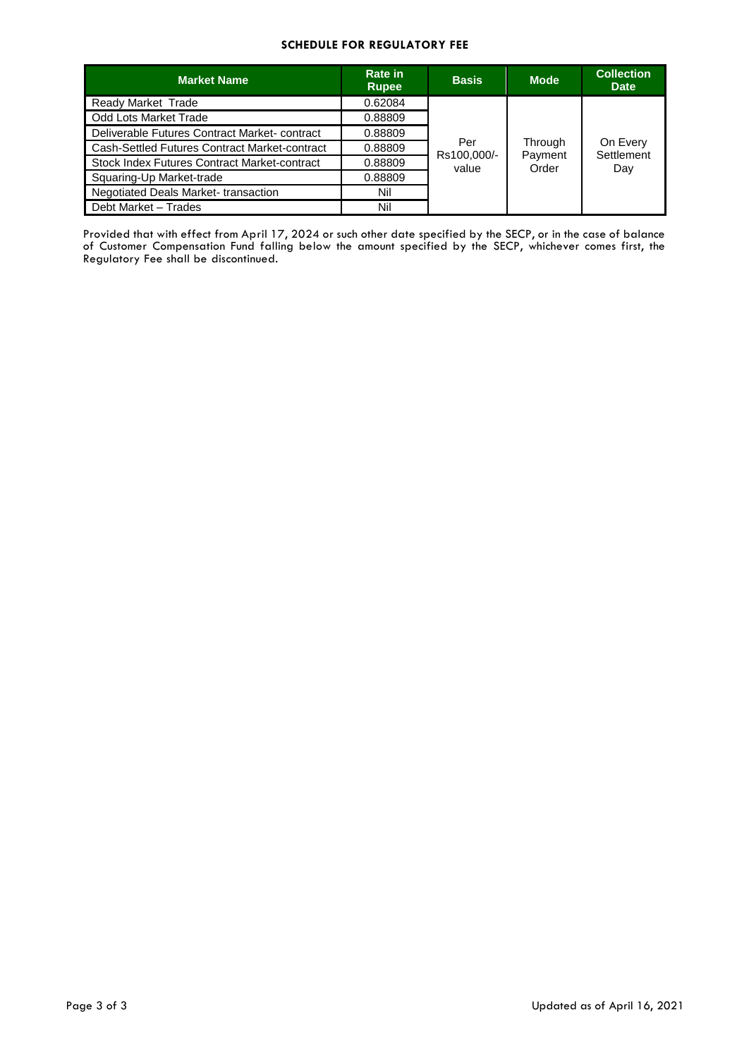**SCHEDULE FOR REGULATORY FEE**

| Market Name | Rate in Rupee | Basis | Mode | Collection Date |
|---|---|---|---|---|
| Ready Market Trade | 0.62084 | Per Rs100,000/- value | Through Payment Order | On Every Settlement Day |
| Odd Lots Market Trade | 0.88809 | | | |
| Deliverable Futures Contract Market- contract | 0.88809 | | | |
| Cash-Settled Futures Contract Market-contract | 0.88809 | | | |
| Stock Index Futures Contract Market-contract | 0.88809 | | | |
| Squaring-Up Market-trade | 0.88809 | | | |
| Negotiated Deals Market- transaction | Nil | | | |
| Debt Market – Trades | Nil | | | |

Provided that with effect from April 17, 2024 or such other date specified by the SECP, or in the case of balance of Customer Compensation Fund falling below the amount specified by the SECP, whichever comes first, the Regulatory Fee shall be discontinued.

Updated as of April 16, 2021